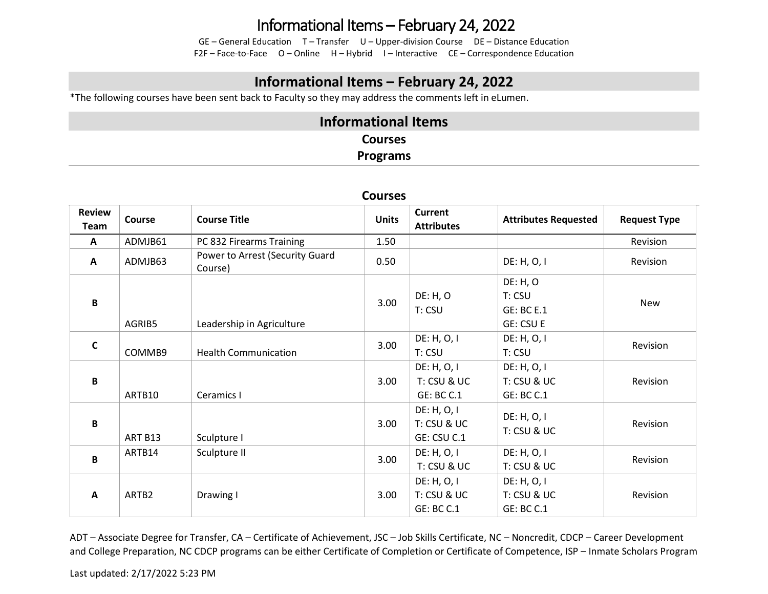# Informational Items – February 24, 2022

GE – General Education    T – Transfer    U – Upper-division Course    DE – Distance Education
F2F – Face-to-Face    O – Online    H – Hybrid    I – Interactive    CE – Correspondence Education

## Informational Items – February 24, 2022

*The following courses have been sent back to Faculty so they may address the comments left in eLumen.

## Informational Items

**Courses**

**Programs**

---

### Courses

| Review Team | Course | Course Title | Units | Current Attributes | Attributes Requested | Request Type |
|---|---|---|---|---|---|---|
| A | ADMJB61 | PC 832 Firearms Training | 1.50 | | | Revision |
| A | ADMJB63 | Power to Arrest (Security Guard Course) | 0.50 | | DE: H, O, I | Revision |
| B | AGRIB5 | Leadership in Agriculture | 3.00 | DE: H, O<br>T: CSU | DE: H, O<br>T: CSU<br>GE: BC E.1<br>GE: CSU E | New |
| C | COMMB9 | Health Communication | 3.00 | DE: H, O, I<br>T: CSU | DE: H, O, I<br>T: CSU | Revision |
| B | ARTB10 | Ceramics I | 3.00 | DE: H, O, I<br>T: CSU & UC<br>GE: BC C.1 | DE: H, O, I<br>T: CSU & UC<br>GE: BC C.1 | Revision |
| B | ART B13 | Sculpture I | 3.00 | DE: H, O, I<br>T: CSU & UC<br>GE: CSU C.1 | DE: H, O, I<br>T: CSU & UC | Revision |
| B | ARTB14 | Sculpture II | 3.00 | DE: H, O, I<br>T: CSU & UC | DE: H, O, I<br>T: CSU & UC | Revision |
| A | ARTB2 | Drawing I | 3.00 | DE: H, O, I<br>T: CSU & UC<br>GE: BC C.1 | DE: H, O, I<br>T: CSU & UC<br>GE: BC C.1 | Revision |

ADT – Associate Degree for Transfer, CA – Certificate of Achievement, JSC – Job Skills Certificate, NC – Noncredit, CDCP – Career Development and College Preparation, NC CDCP programs can be either Certificate of Completion or Certificate of Competence, ISP – Inmate Scholars Program

Last updated: 2/17/2022 5:23 PM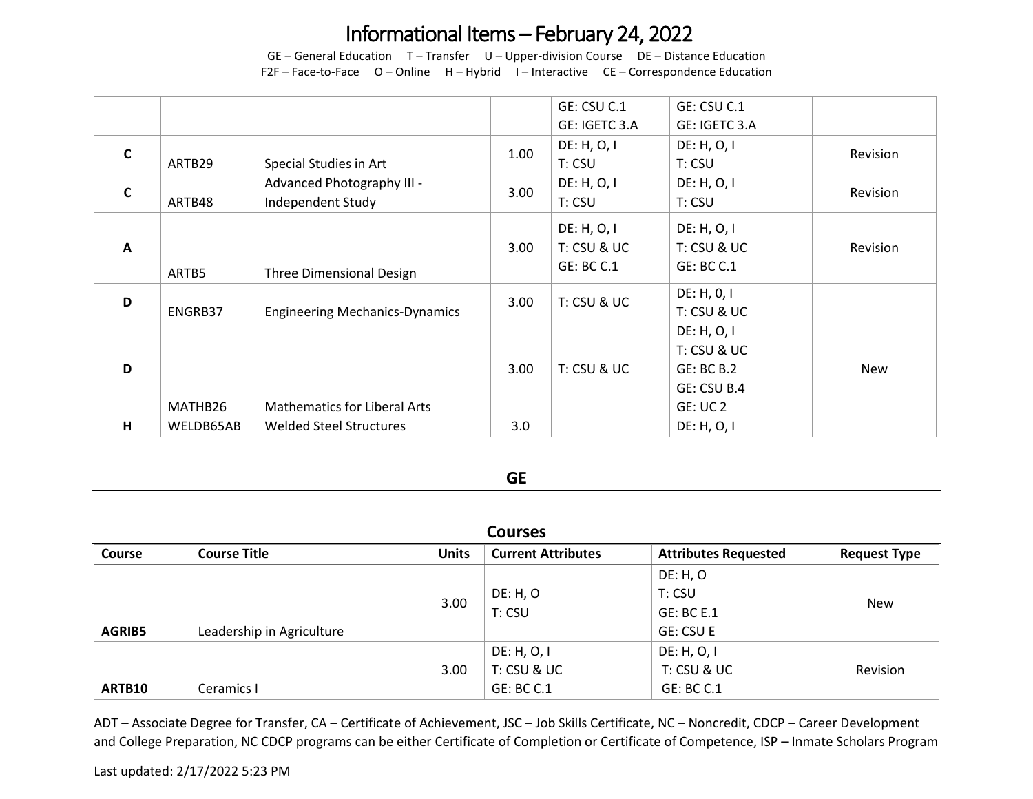# Informational Items – February 24, 2022

GE – General Education  T – Transfer  U – Upper-division Course  DE – Distance Education
F2F – Face-to-Face  O – Online  H – Hybrid  I – Interactive  CE – Correspondence Education

| | | | | | | |
|---|---|---|---|---|---|---|
| | | | | GE: CSU C.1<br>GE: IGETC 3.A | GE: CSU C.1<br>GE: IGETC 3.A | |
| **C** | ARTB29 | Special Studies in Art | 1.00 | DE: H, O, I<br>T: CSU | DE: H, O, I<br>T: CSU | Revision |
| **C** | ARTB48 | Advanced Photography III - Independent Study | 3.00 | DE: H, O, I<br>T: CSU | DE: H, O, I<br>T: CSU | Revision |
| **A** | ARTB5 | Three Dimensional Design | 3.00 | DE: H, O, I<br>T: CSU & UC<br>GE: BC C.1 | DE: H, O, I<br>T: CSU & UC<br>GE: BC C.1 | Revision |
| **D** | ENGRB37 | Engineering Mechanics-Dynamics | 3.00 | T: CSU & UC | DE: H, 0, I<br>T: CSU & UC | |
| **D** | MATHB26 | Mathematics for Liberal Arts | 3.00 | T: CSU & UC | DE: H, O, I<br>T: CSU & UC<br>GE: BC B.2<br>GE: CSU B.4<br>GE: UC 2 | New |
| **H** | WELDB65AB | Welded Steel Structures | 3.0 | | DE: H, O, I | |

## GE

### Courses

| Course | Course Title | Units | Current Attributes | Attributes Requested | Request Type |
|---|---|---|---|---|---|
| **AGRIB5** | Leadership in Agriculture | 3.00 | DE: H, O<br>T: CSU | DE: H, O<br>T: CSU<br>GE: BC E.1<br>GE: CSU E | New |
| **ARTB10** | Ceramics I | 3.00 | DE: H, O, I<br>T: CSU & UC<br>GE: BC C.1 | DE: H, O, I<br>T: CSU & UC<br>GE: BC C.1 | Revision |

ADT – Associate Degree for Transfer, CA – Certificate of Achievement, JSC – Job Skills Certificate, NC – Noncredit, CDCP – Career Development and College Preparation, NC CDCP programs can be either Certificate of Completion or Certificate of Competence, ISP – Inmate Scholars Program

Last updated: 2/17/2022 5:23 PM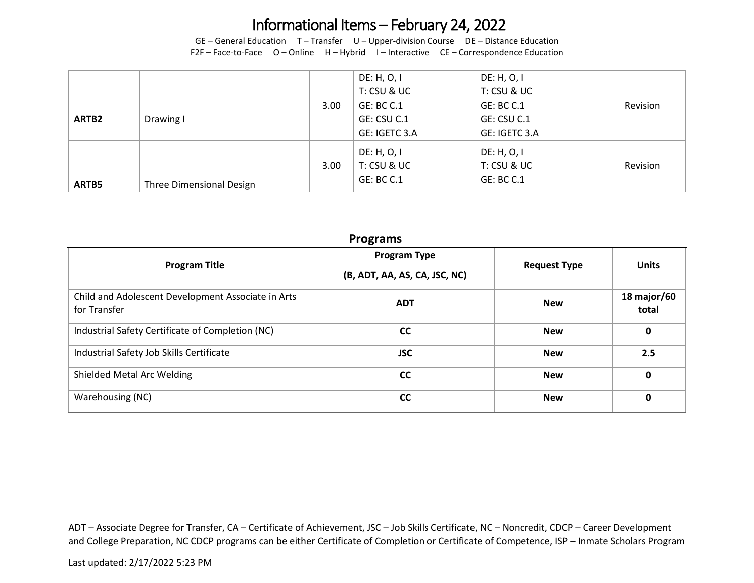# Informational Items – February 24, 2022

GE – General Education T – Transfer U – Upper-division Course DE – Distance Education
F2F – Face-to-Face O – Online H – Hybrid I – Interactive CE – Correspondence Education

| | | | | | |
|---|---|---|---|---|---|
| **ARTB2** | Drawing I | 3.00 | DE: H, O, I<br>T: CSU & UC<br>GE: BC C.1<br>GE: CSU C.1<br>GE: IGETC 3.A | DE: H, O, I<br>T: CSU & UC<br>GE: BC C.1<br>GE: CSU C.1<br>GE: IGETC 3.A | Revision |
| **ARTB5** | Three Dimensional Design | 3.00 | DE: H, O, I<br>T: CSU & UC<br>GE: BC C.1 | DE: H, O, I<br>T: CSU & UC<br>GE: BC C.1 | Revision |

## Programs

| Program Title | Program Type (B, ADT, AA, AS, CA, JSC, NC) | Request Type | Units |
|---|---|---|---|
| Child and Adolescent Development Associate in Arts for Transfer | **ADT** | **New** | **18 major/60 total** |
| Industrial Safety Certificate of Completion (NC) | **CC** | **New** | **0** |
| Industrial Safety Job Skills Certificate | **JSC** | **New** | **2.5** |
| Shielded Metal Arc Welding | **CC** | **New** | **0** |
| Warehousing (NC) | **CC** | **New** | **0** |

ADT – Associate Degree for Transfer, CA – Certificate of Achievement, JSC – Job Skills Certificate, NC – Noncredit, CDCP – Career Development and College Preparation, NC CDCP programs can be either Certificate of Completion or Certificate of Competence, ISP – Inmate Scholars Program

Last updated: 2/17/2022 5:23 PM